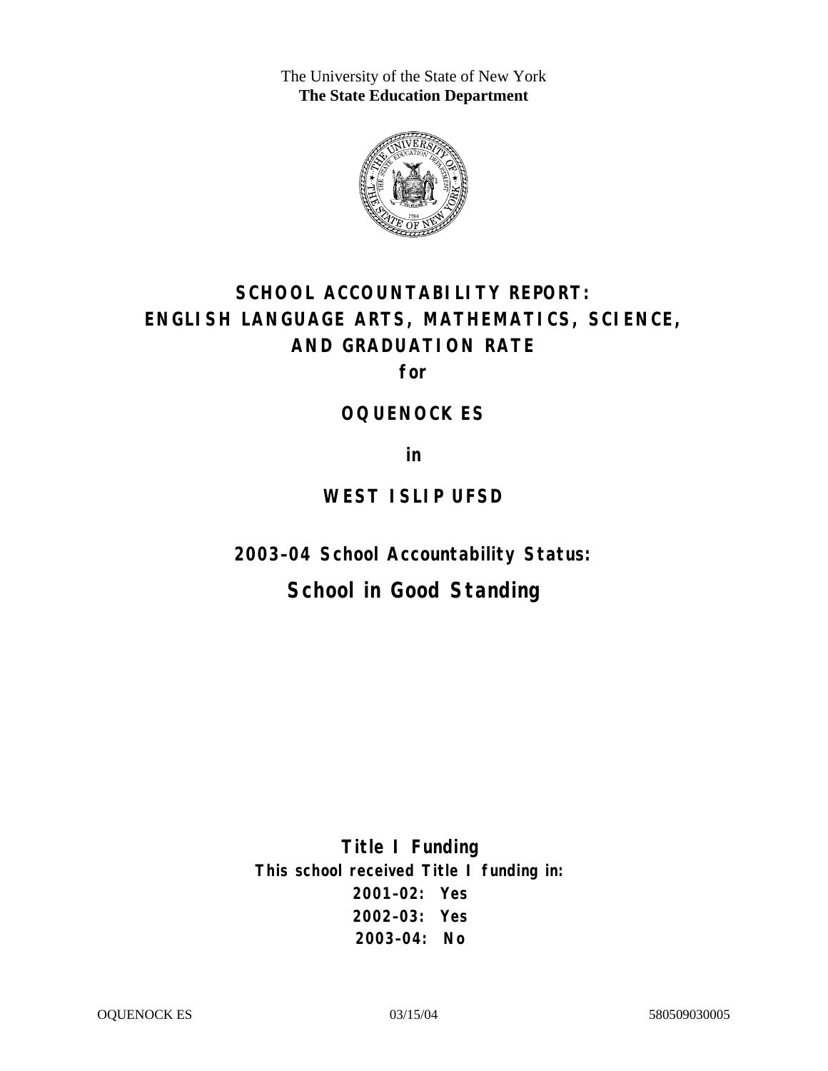The University of the State of New York
**The State Education Department**

# SCHOOL ACCOUNTABILITY REPORT: ENGLISH LANGUAGE ARTS, MATHEMATICS, SCIENCE, AND GRADUATION RATE

**for**

**OQUENOCK ES**

**in**

**WEST ISLIP UFSD**

## 2003–04 School Accountability Status:

## School in Good Standing

**Title I Funding**

**This school received Title I funding in:**

**2001–02: Yes**

**2002–03: Yes**

**2003–04: No**

OQUENOCK ES 03/15/04 580509030005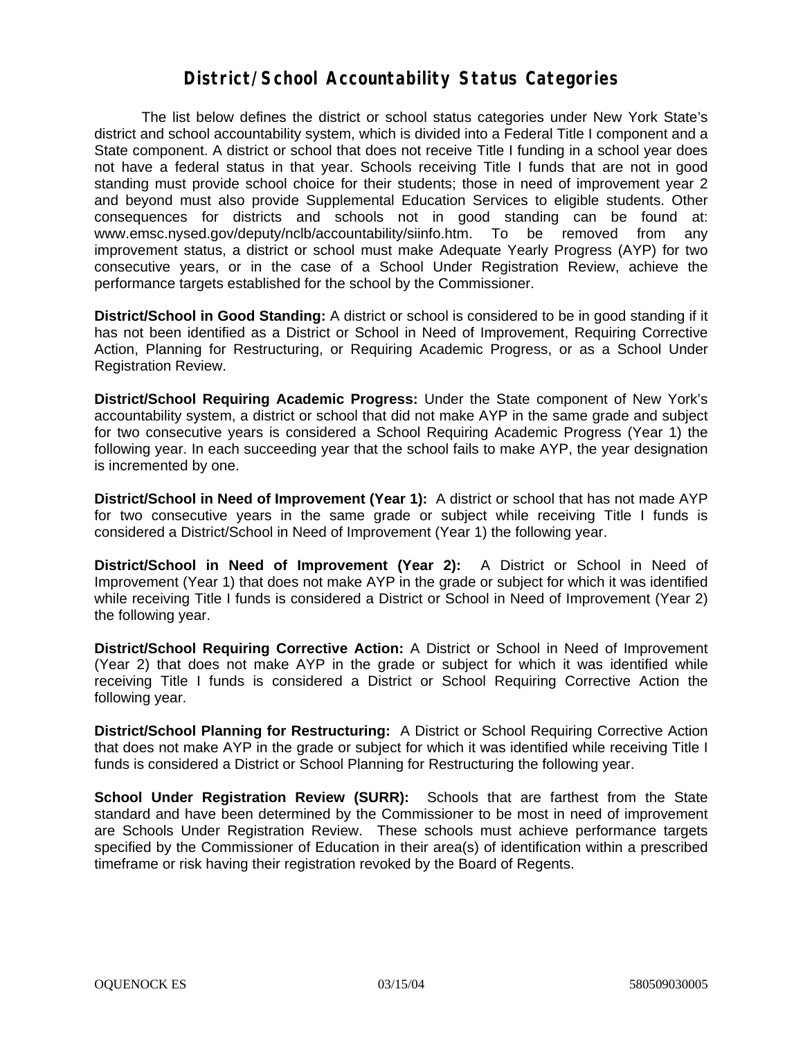# District/School Accountability Status Categories

The list below defines the district or school status categories under New York State's district and school accountability system, which is divided into a Federal Title I component and a State component. A district or school that does not receive Title I funding in a school year does not have a federal status in that year. Schools receiving Title I funds that are not in good standing must provide school choice for their students; those in need of improvement year 2 and beyond must also provide Supplemental Education Services to eligible students. Other consequences for districts and schools not in good standing can be found at: www.emsc.nysed.gov/deputy/nclb/accountability/siinfo.htm. To be removed from any improvement status, a district or school must make Adequate Yearly Progress (AYP) for two consecutive years, or in the case of a School Under Registration Review, achieve the performance targets established for the school by the Commissioner.

**District/School in Good Standing:** A district or school is considered to be in good standing if it has not been identified as a District or School in Need of Improvement, Requiring Corrective Action, Planning for Restructuring, or Requiring Academic Progress, or as a School Under Registration Review.

**District/School Requiring Academic Progress:** Under the State component of New York's accountability system, a district or school that did not make AYP in the same grade and subject for two consecutive years is considered a School Requiring Academic Progress (Year 1) the following year. In each succeeding year that the school fails to make AYP, the year designation is incremented by one.

**District/School in Need of Improvement (Year 1):** A district or school that has not made AYP for two consecutive years in the same grade or subject while receiving Title I funds is considered a District/School in Need of Improvement (Year 1) the following year.

**District/School in Need of Improvement (Year 2):** A District or School in Need of Improvement (Year 1) that does not make AYP in the grade or subject for which it was identified while receiving Title I funds is considered a District or School in Need of Improvement (Year 2) the following year.

**District/School Requiring Corrective Action:** A District or School in Need of Improvement (Year 2) that does not make AYP in the grade or subject for which it was identified while receiving Title I funds is considered a District or School Requiring Corrective Action the following year.

**District/School Planning for Restructuring:** A District or School Requiring Corrective Action that does not make AYP in the grade or subject for which it was identified while receiving Title I funds is considered a District or School Planning for Restructuring the following year.

**School Under Registration Review (SURR):** Schools that are farthest from the State standard and have been determined by the Commissioner to be most in need of improvement are Schools Under Registration Review. These schools must achieve performance targets specified by the Commissioner of Education in their area(s) of identification within a prescribed timeframe or risk having their registration revoked by the Board of Regents.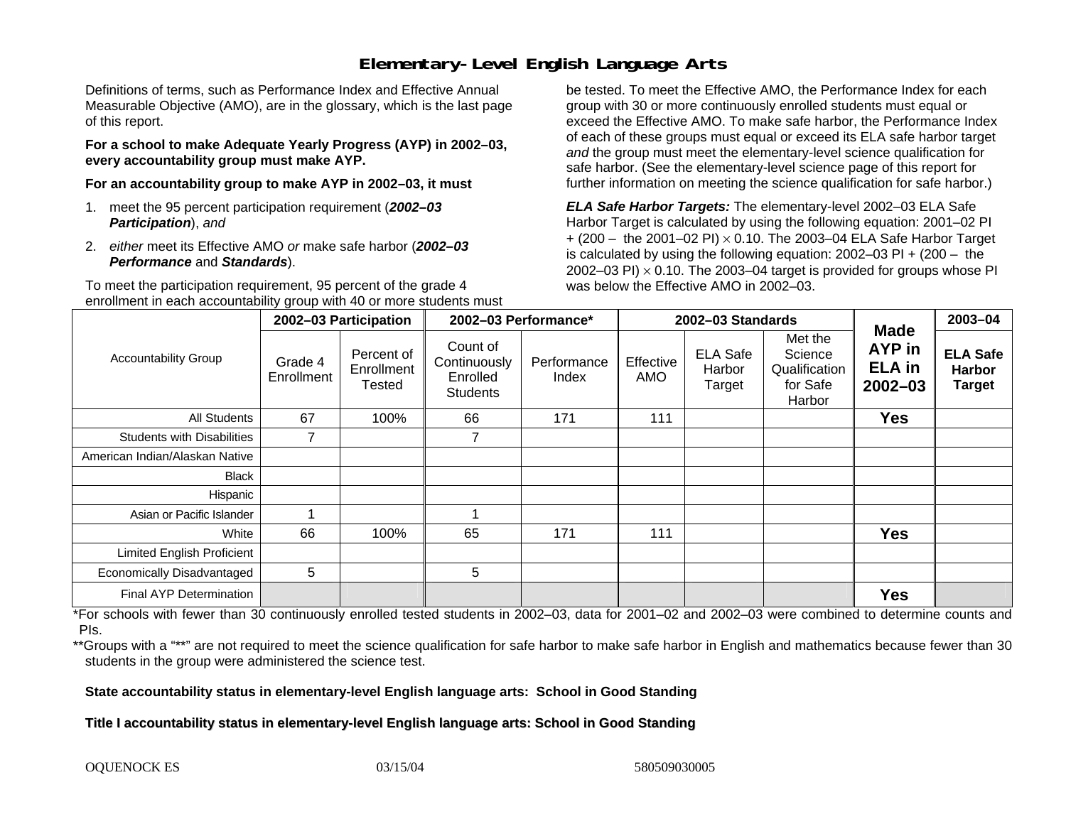# Elementary-Level English Language Arts

Definitions of terms, such as Performance Index and Effective Annual Measurable Objective (AMO), are in the glossary, which is the last page of this report.

**For a school to make Adequate Yearly Progress (AYP) in 2002–03, every accountability group must make AYP.**

**For an accountability group to make AYP in 2002–03, it must**

1. meet the 95 percent participation requirement (***2002–03 Participation***), *and*
2. *either* meet its Effective AMO *or* make safe harbor (***2002–03 Performance*** and ***Standards***).

To meet the participation requirement, 95 percent of the grade 4 enrollment in each accountability group with 40 or more students must be tested. To meet the Effective AMO, the Performance Index for each group with 30 or more continuously enrolled students must equal or exceed the Effective AMO. To make safe harbor, the Performance Index of each of these groups must equal or exceed its ELA safe harbor target *and* the group must meet the elementary-level science qualification for safe harbor. (See the elementary-level science page of this report for further information on meeting the science qualification for safe harbor.)

***ELA Safe Harbor Targets:*** The elementary-level 2002–03 ELA Safe Harbor Target is calculated by using the following equation: 2001–02 PI + (200 – the 2001–02 PI) $\times$ 0.10. The 2003–04 ELA Safe Harbor Target is calculated by using the following equation: 2002–03 PI + (200 – the 2002–03 PI) $\times$ 0.10. The 2003–04 target is provided for groups whose PI was below the Effective AMO in 2002–03.

| Accountability Group | 2002–03 Participation | | 2002–03 Performance* | | 2002–03 Standards | | | Made AYP in ELA in 2002–03 | 2003–04 |
|---|---|---|---|---|---|---|---|---|---|
| | Grade 4 Enrollment | Percent of Enrollment Tested | Count of Continuously Enrolled Students | Performance Index | Effective AMO | ELA Safe Harbor Target | Met the Science Qualification for Safe Harbor | | ELA Safe Harbor Target |
| All Students | 67 | 100% | 66 | 171 | 111 | | | Yes | |
| Students with Disabilities | 7 | | 7 | | | | | | |
| American Indian/Alaskan Native | | | | | | | | | |
| Black | | | | | | | | | |
| Hispanic | | | | | | | | | |
| Asian or Pacific Islander | 1 | | 1 | | | | | | |
| White | 66 | 100% | 65 | 171 | 111 | | | Yes | |
| Limited English Proficient | | | | | | | | | |
| Economically Disadvantaged | 5 | | 5 | | | | | | |
| Final AYP Determination | | | | | | | | Yes | |

*For schools with fewer than 30 continuously enrolled tested students in 2002–03, data for 2001–02 and 2002–03 were combined to determine counts and PIs.

**Groups with a "**" are not required to meet the science qualification for safe harbor to make safe harbor in English and mathematics because fewer than 30 students in the group were administered the science test.

**State accountability status in elementary-level English language arts: School in Good Standing**

**Title I accountability status in elementary-level English language arts: School in Good Standing**

OQUENOCK ES 03/15/04 580509030005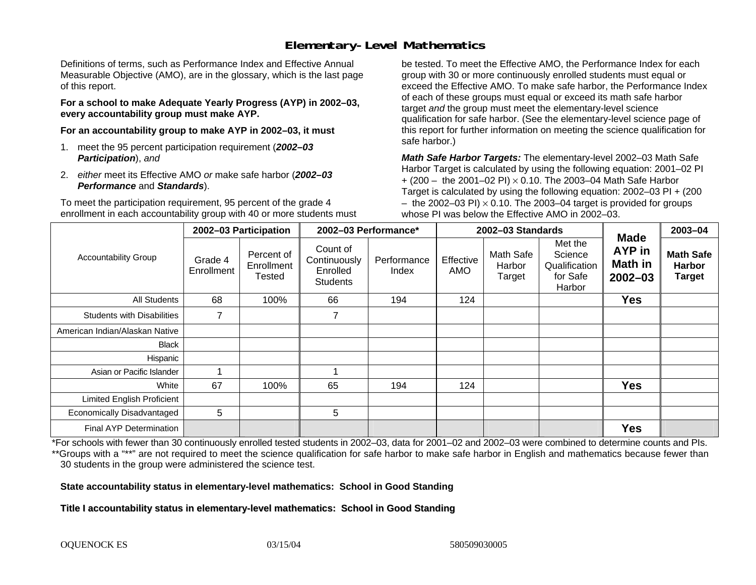# Elementary-Level Mathematics

Definitions of terms, such as Performance Index and Effective Annual Measurable Objective (AMO), are in the glossary, which is the last page of this report.

**For a school to make Adequate Yearly Progress (AYP) in 2002–03, every accountability group must make AYP.**

**For an accountability group to make AYP in 2002–03, it must**

1. meet the 95 percent participation requirement (***2002–03 Participation***), *and*
2. *either* meet its Effective AMO *or* make safe harbor (***2002–03 Performance*** and ***Standards***).

To meet the participation requirement, 95 percent of the grade 4 enrollment in each accountability group with 40 or more students must be tested. To meet the Effective AMO, the Performance Index for each group with 30 or more continuously enrolled students must equal or exceed the Effective AMO. To make safe harbor, the Performance Index of each of these groups must equal or exceed its math safe harbor target *and* the group must meet the elementary-level science qualification for safe harbor. (See the elementary-level science page of this report for further information on meeting the science qualification for safe harbor.)

***Math Safe Harbor Targets:*** The elementary-level 2002–03 Math Safe Harbor Target is calculated by using the following equation: 2001–02 PI + (200 – the 2001–02 PI) $\times$ 0.10. The 2003–04 Math Safe Harbor Target is calculated by using the following equation: 2002–03 PI + (200 – the 2002–03 PI) $\times$ 0.10. The 2003–04 target is provided for groups whose PI was below the Effective AMO in 2002–03.

| Accountability Group | 2002–03 Participation | | 2002–03 Performance* | | 2002–03 Standards | | | Made AYP in Math in 2002–03 | 2003–04 |
|---|---|---|---|---|---|---|---|---|---|
| | Grade 4 Enrollment | Percent of Enrollment Tested | Count of Continuously Enrolled Students | Performance Index | Effective AMO | Math Safe Harbor Target | Met the Science Qualification for Safe Harbor | | Math Safe Harbor Target |
| All Students | 68 | 100% | 66 | 194 | 124 | | | **Yes** | |
| Students with Disabilities | 7 | | 7 | | | | | | |
| American Indian/Alaskan Native | | | | | | | | | |
| Black | | | | | | | | | |
| Hispanic | | | | | | | | | |
| Asian or Pacific Islander | 1 | | 1 | | | | | | |
| White | 67 | 100% | 65 | 194 | 124 | | | **Yes** | |
| Limited English Proficient | | | | | | | | | |
| Economically Disadvantaged | 5 | | 5 | | | | | | |
| Final AYP Determination | | | | | | | | **Yes** | |

*For schools with fewer than 30 continuously enrolled tested students in 2002–03, data for 2001–02 and 2002–03 were combined to determine counts and PIs.

**Groups with a "**" are not required to meet the science qualification for safe harbor to make safe harbor in English and mathematics because fewer than 30 students in the group were administered the science test.

**State accountability status in elementary-level mathematics: School in Good Standing**

**Title I accountability status in elementary-level mathematics: School in Good Standing**

OQUENOCK ES 03/15/04 580509030005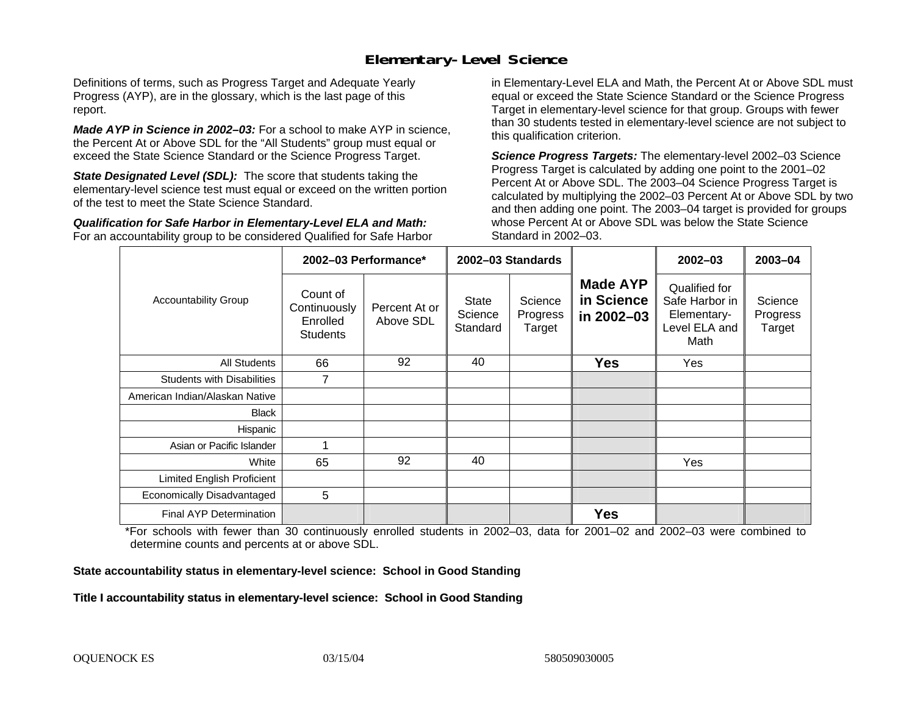# Elementary-Level Science

Definitions of terms, such as Progress Target and Adequate Yearly Progress (AYP), are in the glossary, which is the last page of this report.

***Made AYP in Science in 2002–03:*** For a school to make AYP in science, the Percent At or Above SDL for the "All Students" group must equal or exceed the State Science Standard or the Science Progress Target.

***State Designated Level (SDL):*** The score that students taking the elementary-level science test must equal or exceed on the written portion of the test to meet the State Science Standard.

***Qualification for Safe Harbor in Elementary-Level ELA and Math:*** For an accountability group to be considered Qualified for Safe Harbor in Elementary-Level ELA and Math, the Percent At or Above SDL must equal or exceed the State Science Standard or the Science Progress Target in elementary-level science for that group. Groups with fewer than 30 students tested in elementary-level science are not subject to this qualification criterion.

***Science Progress Targets:*** The elementary-level 2002–03 Science Progress Target is calculated by adding one point to the 2001–02 Percent At or Above SDL. The 2003–04 Science Progress Target is calculated by multiplying the 2002–03 Percent At or Above SDL by two and then adding one point. The 2003–04 target is provided for groups whose Percent At or Above SDL was below the State Science Standard in 2002–03.

| Accountability Group | 2002–03 Performance* | | 2002–03 Standards | | Made AYP in Science in 2002–03 | 2002–03 | 2003–04 |
|---|---|---|---|---|---|---|---|
| | Count of Continuously Enrolled Students | Percent At or Above SDL | State Science Standard | Science Progress Target | | Qualified for Safe Harbor in Elementary-Level ELA and Math | Science Progress Target |
| All Students | 66 | 92 | 40 | | **Yes** | Yes | |
| Students with Disabilities | 7 | | | | | | |
| American Indian/Alaskan Native | | | | | | | |
| Black | | | | | | | |
| Hispanic | | | | | | | |
| Asian or Pacific Islander | 1 | | | | | | |
| White | 65 | 92 | 40 | | | Yes | |
| Limited English Proficient | | | | | | | |
| Economically Disadvantaged | 5 | | | | | | |
| Final AYP Determination | | | | | **Yes** | | |

*For schools with fewer than 30 continuously enrolled students in 2002–03, data for 2001–02 and 2002–03 were combined to determine counts and percents at or above SDL.

**State accountability status in elementary-level science: School in Good Standing**

**Title I accountability status in elementary-level science: School in Good Standing**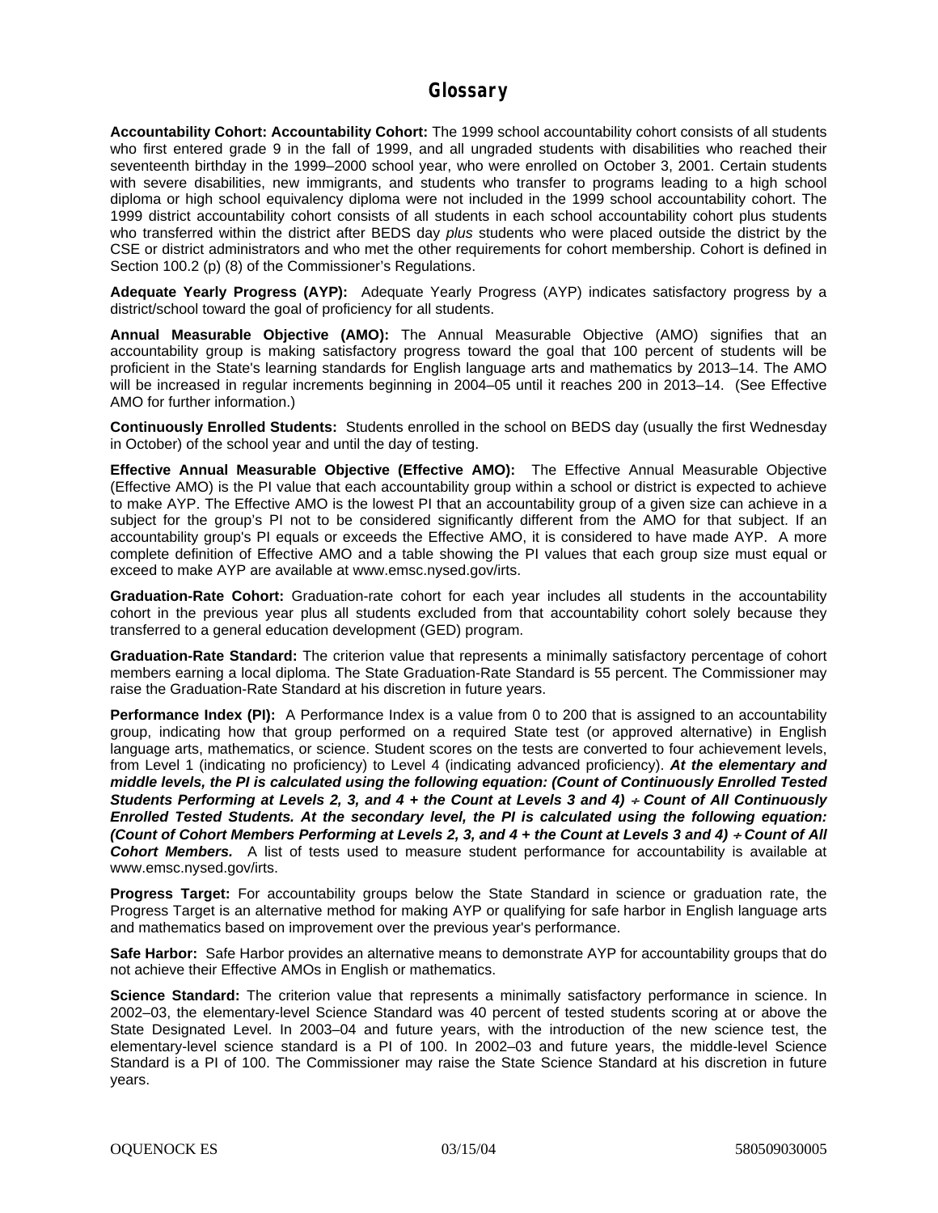# Glossary

**Accountability Cohort: Accountability Cohort:** The 1999 school accountability cohort consists of all students who first entered grade 9 in the fall of 1999, and all ungraded students with disabilities who reached their seventeenth birthday in the 1999–2000 school year, who were enrolled on October 3, 2001. Certain students with severe disabilities, new immigrants, and students who transfer to programs leading to a high school diploma or high school equivalency diploma were not included in the 1999 school accountability cohort. The 1999 district accountability cohort consists of all students in each school accountability cohort plus students who transferred within the district after BEDS day *plus* students who were placed outside the district by the CSE or district administrators and who met the other requirements for cohort membership. Cohort is defined in Section 100.2 (p) (8) of the Commissioner's Regulations.

**Adequate Yearly Progress (AYP):** Adequate Yearly Progress (AYP) indicates satisfactory progress by a district/school toward the goal of proficiency for all students.

**Annual Measurable Objective (AMO):** The Annual Measurable Objective (AMO) signifies that an accountability group is making satisfactory progress toward the goal that 100 percent of students will be proficient in the State's learning standards for English language arts and mathematics by 2013–14. The AMO will be increased in regular increments beginning in 2004–05 until it reaches 200 in 2013–14. (See Effective AMO for further information.)

**Continuously Enrolled Students:** Students enrolled in the school on BEDS day (usually the first Wednesday in October) of the school year and until the day of testing.

**Effective Annual Measurable Objective (Effective AMO):** The Effective Annual Measurable Objective (Effective AMO) is the PI value that each accountability group within a school or district is expected to achieve to make AYP. The Effective AMO is the lowest PI that an accountability group of a given size can achieve in a subject for the group's PI not to be considered significantly different from the AMO for that subject. If an accountability group's PI equals or exceeds the Effective AMO, it is considered to have made AYP. A more complete definition of Effective AMO and a table showing the PI values that each group size must equal or exceed to make AYP are available at www.emsc.nysed.gov/irts.

**Graduation-Rate Cohort:** Graduation-rate cohort for each year includes all students in the accountability cohort in the previous year plus all students excluded from that accountability cohort solely because they transferred to a general education development (GED) program.

**Graduation-Rate Standard:** The criterion value that represents a minimally satisfactory percentage of cohort members earning a local diploma. The State Graduation-Rate Standard is 55 percent. The Commissioner may raise the Graduation-Rate Standard at his discretion in future years.

**Performance Index (PI):** A Performance Index is a value from 0 to 200 that is assigned to an accountability group, indicating how that group performed on a required State test (or approved alternative) in English language arts, mathematics, or science. Student scores on the tests are converted to four achievement levels, from Level 1 (indicating no proficiency) to Level 4 (indicating advanced proficiency). ***At the elementary and middle levels, the PI is calculated using the following equation: (Count of Continuously Enrolled Tested Students Performing at Levels 2, 3, and 4 + the Count at Levels 3 and 4) ÷ Count of All Continuously Enrolled Tested Students. At the secondary level, the PI is calculated using the following equation: (Count of Cohort Members Performing at Levels 2, 3, and 4 + the Count at Levels 3 and 4) ÷ Count of All Cohort Members.*** A list of tests used to measure student performance for accountability is available at www.emsc.nysed.gov/irts.

**Progress Target:** For accountability groups below the State Standard in science or graduation rate, the Progress Target is an alternative method for making AYP or qualifying for safe harbor in English language arts and mathematics based on improvement over the previous year's performance.

**Safe Harbor:** Safe Harbor provides an alternative means to demonstrate AYP for accountability groups that do not achieve their Effective AMOs in English or mathematics.

**Science Standard:** The criterion value that represents a minimally satisfactory performance in science. In 2002–03, the elementary-level Science Standard was 40 percent of tested students scoring at or above the State Designated Level. In 2003–04 and future years, with the introduction of the new science test, the elementary-level science standard is a PI of 100. In 2002–03 and future years, the middle-level Science Standard is a PI of 100. The Commissioner may raise the State Science Standard at his discretion in future years.